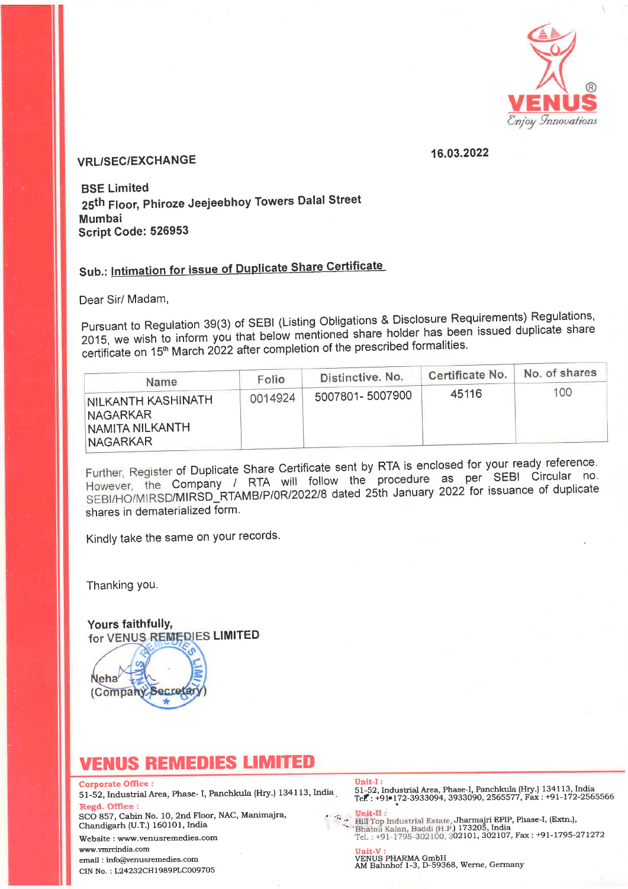VRL/SEC/EXCHANGE

16.03.2022

**BSE Limited**
**25th Floor, Phiroze Jeejeebhoy Towers Dalal Street**
**Mumbai**
**Script Code: 526953**

**Sub.: Intimation for issue of Duplicate Share Certificate**

Dear Sir/ Madam,

Pursuant to Regulation 39(3) of SEBI (Listing Obligations & Disclosure Requirements) Regulations, 2015, we wish to inform you that below mentioned share holder has been issued duplicate share certificate on 15th March 2022 after completion of the prescribed formalities.

| Name | Folio | Distinctive. No. | Certificate No. | No. of shares |
|---|---|---|---|---|
| NILKANTH KASHINATH NAGARKAR<br>NAMITA NILKANTH NAGARKAR | 0014924 | 5007801- 5007900 | 45116 | 100 |

Further, Register of Duplicate Share Certificate sent by RTA is enclosed for your ready reference. However, the Company / RTA will follow the procedure as per SEBI Circular no. SEBI/HO/MIRSD/MIRSD_RTAMB/P/0R/2022/8 dated 25th January 2022 for issuance of duplicate shares in dematerialized form.

Kindly take the same on your records.

Thanking you.

**Yours faithfully,**
**for VENUS REMEDIES LIMITED**

Neha
(Company Secretary)

**VENUS REMEDIES LIMITED**

**Corporate Office :**
51-52, Industrial Area, Phase- I, Panchkula (Hry.) 134113, India

**Regd. Office :**
SCO 857, Cabin No. 10, 2nd Floor, NAC, Manimajra, Chandigarh (U.T.) 160101, India

Website : www.venusremedies.com
www.vmrcindia.com
email : info@venusremedies.com
CIN No. : L24232CH1989PLC009705

**Unit-I :**
51-52, Industrial Area, Phase-I, Panchkula (Hry.) 134113, India
Tel : +91-172-3933094, 3933090, 2565577, Fax : +91-172-2565566

**Unit-II :**
Hill Top Industrial Estate, Jharmajri EPIP, Phase-I, (Extn.), Bhatoli Kalan, Baddi (H.P.) 173205, India
Tel. : +91-1795-302100, 302101, 302107, Fax : +91-1795-271272

**Unit-V :**
VENUS PHARMA GmbH
AM Bahnhof 1-3, D-59368, Werne, Germany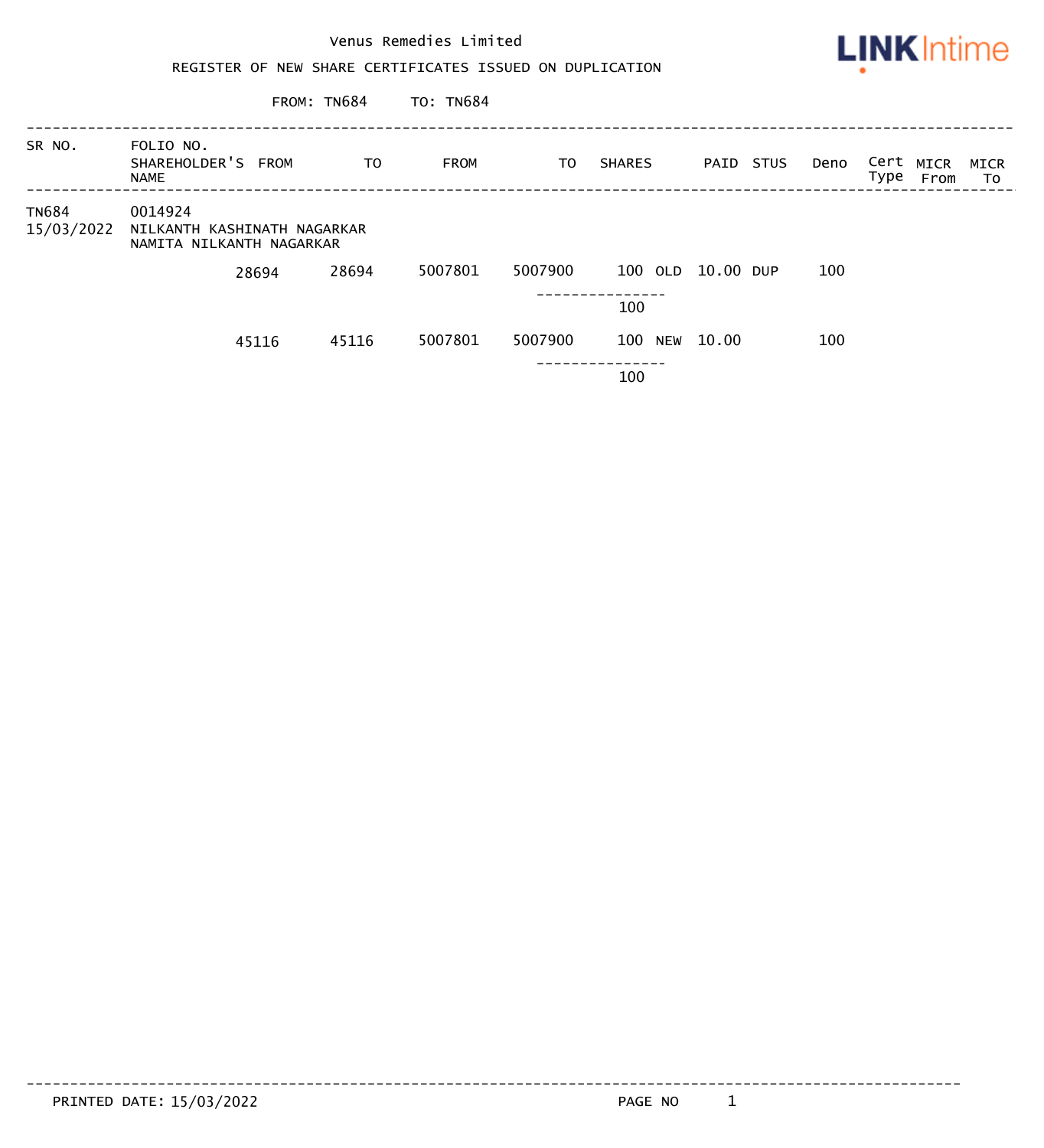Venus Remedies Limited

REGISTER OF NEW SHARE CERTIFICATES ISSUED ON DUPLICATION

FROM: TN684 TO: TN684

| SR NO. | FOLIO NO. SHAREHOLDER'S NAME | FROM | TO | FROM | TO | SHARES | | PAID | STUS | Deno | Cert Type | MICR From | MICR To |
|---|---|---|---|---|---|---|---|---|---|---|---|---|---|
| TN684 15/03/2022 | 0014924 NILKANTH KASHINATH NAGARKAR NAMITA NILKANTH NAGARKAR | | | | | | | | | | | | |
| | | 28694 | 28694 | 5007801 | 5007900 | 100 | OLD | 10.00 | DUP | 100 | | | |
| | | | | | | 100 | | | | | | | |
| | | 45116 | 45116 | 5007801 | 5007900 | 100 | NEW | 10.00 | | 100 | | | |
| | | | | | | 100 | | | | | | | |

PRINTED DATE: 15/03/2022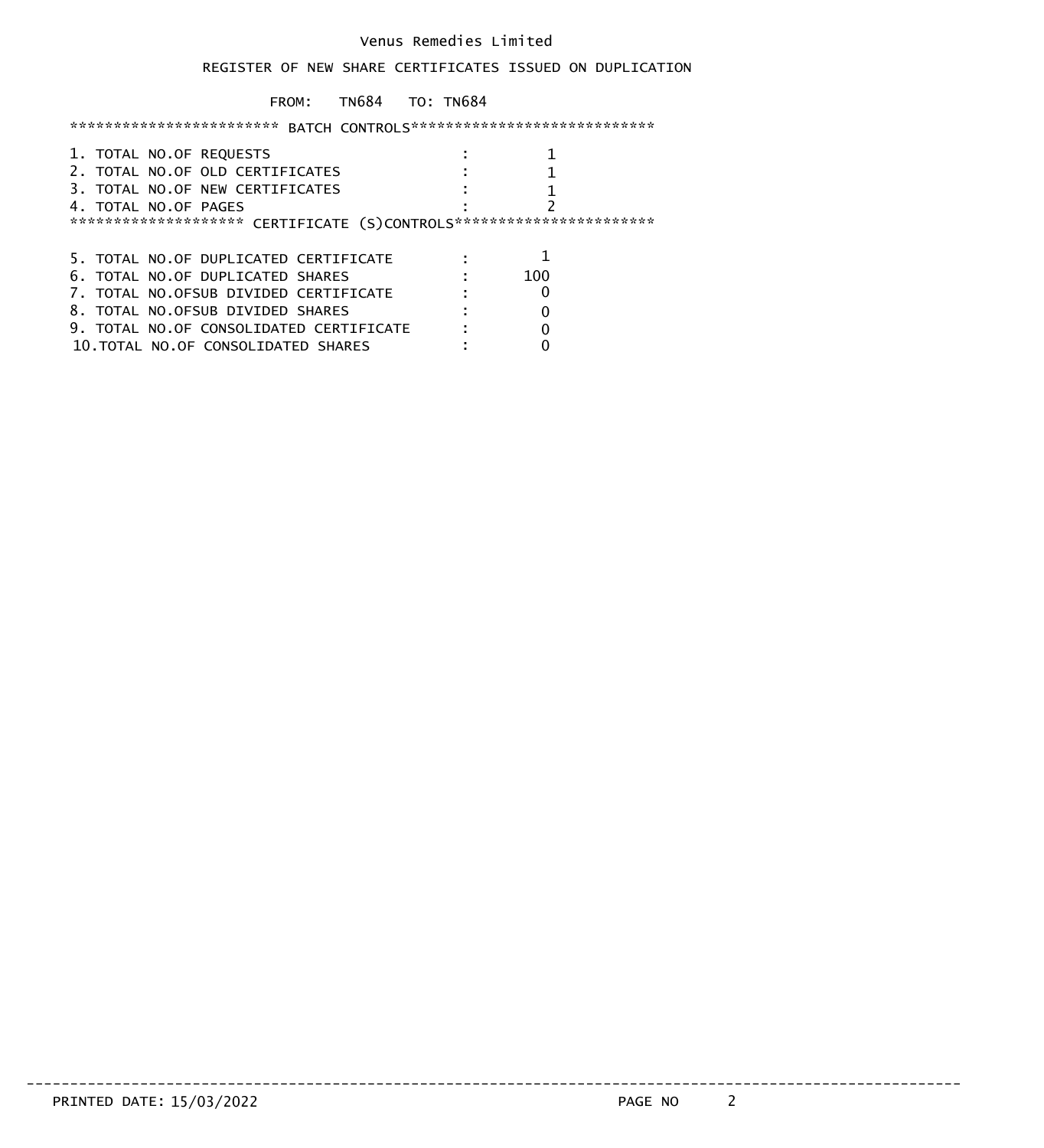Venus Remedies Limited

REGISTER OF NEW SHARE CERTIFICATES ISSUED ON DUPLICATION

FROM: TN684 TO: TN684

************************ BATCH CONTROLS****************************

| | | |
|---|---|---|
| 1. TOTAL NO.OF REQUESTS | : | 1 |
| 2. TOTAL NO.OF OLD CERTIFICATES | : | 1 |
| 3. TOTAL NO.OF NEW CERTIFICATES | : | 1 |
| 4. TOTAL NO.OF PAGES | : | 2 |

******************** CERTIFICATE (S)CONTROLS***********************

| | | |
|---|---|---|
| 5. TOTAL NO.OF DUPLICATED CERTIFICATE | : | 1 |
| 6. TOTAL NO.OF DUPLICATED SHARES | : | 100 |
| 7. TOTAL NO.OFSUB DIVIDED CERTIFICATE | : | 0 |
| 8. TOTAL NO.OFSUB DIVIDED SHARES | : | 0 |
| 9. TOTAL NO.OF CONSOLIDATED CERTIFICATE | : | 0 |
| 10.TOTAL NO.OF CONSOLIDATED SHARES | : | 0 |

PRINTED DATE: 15/03/2022